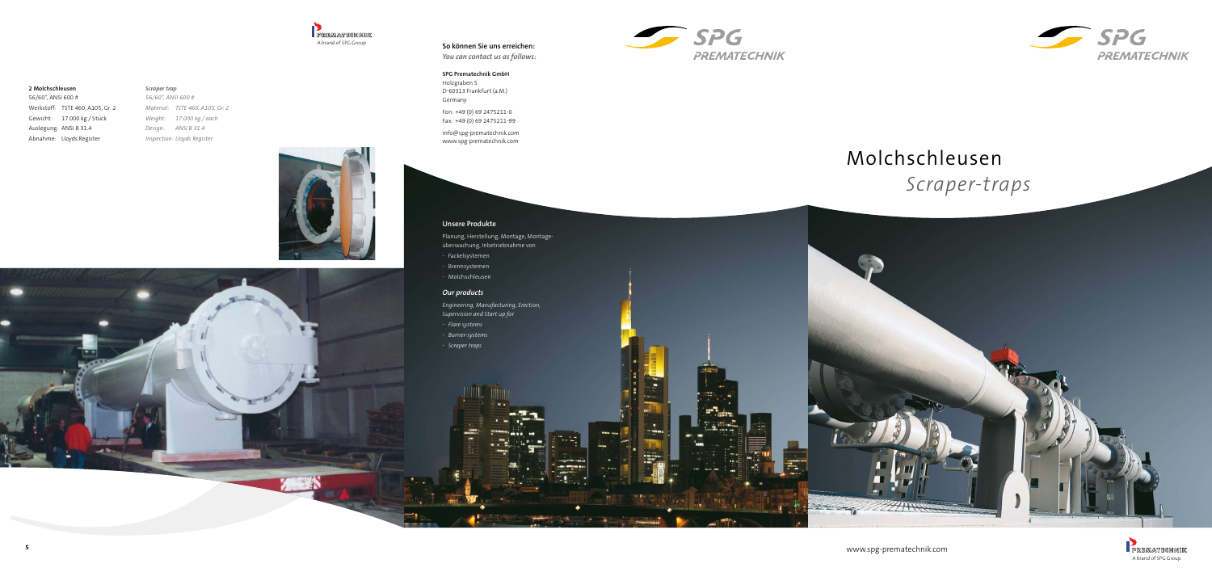**2 Molchschleusen**
56/60", ANSI 600 #

| | |
|---|---|
| Werkstoff: | TSTE 460, A105, Gr. 2 |
| Gewicht: | 17.000 kg / Stück |
| Auslegung: | ANSI B 31.4 |
| Abnahme: | Lloyds Register |

***Scraper trap***
*56/60", ANSI 600 #*

| | |
|---|---|
| *Material:* | *TSTE 460, A105, Gr. 2* |
| *Weight:* | *17.000 kg / each* |
| *Design:* | *ANSI B 31.4* |
| *Inspection: Lloyds Register* | |

**So können Sie uns erreichen:**
***You can contact us as follows:***

**SPG Prematechnik GmbH**
Holzgraben 5
D-60313 Frankfurt (a.M.)
Germany

Fon: +49 (0) 69 2475211-0
Fax: +49 (0) 69 2475211-99

info@spg-prematechnik.com
www.spg-prematechnik.com

### Unsere Produkte

Planung, Herstellung, Montage, Montageüberwachung, Inbetriebnahme von

- Fackelsystemen
- Brennsystemen
- Molchschleusen

### *Our products*

*Engineering, Manufacturing, Erection, Supervision and Start up for*

- *Flare systems*
- *Burner-systems*
- *Scraper traps*

# Molchschleusen
## *Scraper-traps*

www.spg-prematechnik.com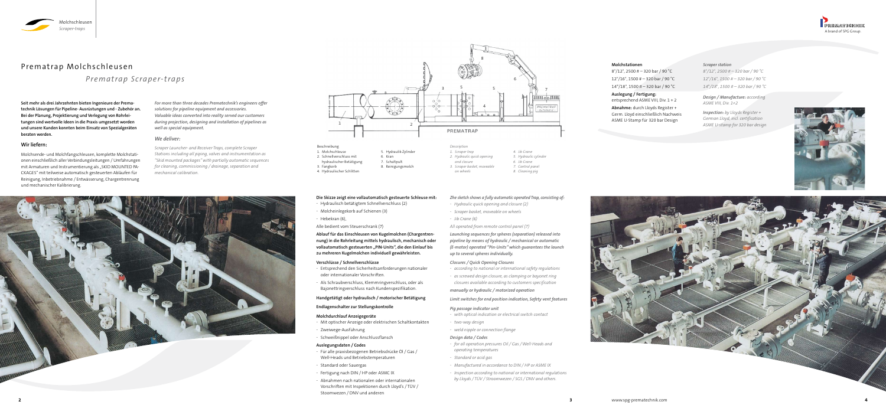# Prematrap Molchschleusen

## *Prematrap Scraper-traps*

**Seit mehr als drei Jahrzehnten bieten Ingenieure der Prematechnik Lösungen für Pipeline- Ausrüstungen und - Zubehör an. Bei der Planung, Projektierung und Verlegung von Rohrleitungen sind wertvolle Ideen in die Praxis umgesetzt worden und unsere Kunden konnten beim Einsatz von Spezialgeräten beraten werden.**

*For more than three decades Prematechnik's engineers offer solutions for pipeline equipment and accessories. Valuable ideas converted into reality served our customers during projection, designing and installation of pipelines as well as special equipment.*

### Wir liefern:

Molchsende- und Molchfangschleusen, komplette Molchstationen einschließlich aller Verbindungsleitungen / Umfahrungen mit Armaturen und Instrumentierung als „SKID MOUNTED PACKAGES" mit teilweise automatisch gesteuerten Abläufen für Reinigung, Inbetriebnahme / Entwässerung, Chargentrennung und mechanischer Kalibrierung.

### *We deliver:*

*Scraper Launcher- and Receiver Traps, complete Scraper Stations including all piping, valves and instrumentation as "Skid mounted packages" with partially automatic sequences for cleaning, commissioning / drainage, separation and mechanical calibration.*

PREMATRAP

Beschreibung
1. Molchschleuse
2. Schnellverschluss mit hydraulischer Betätigung
3. Fangkorb
4. Hydraulischer Schlitten
5. Hydraulik-Zylinder
6. Kran
7. Schaltpult
8. Reinigungsmolch

*Description*
*1. Scraper trap*
*2. Hydraulic quick opening and closure*
*3. Scraper basket, moveable on wheels*
*4. Jib Crane*
*5. Hydraulic cylinder*
*6. Jib Crane*
*7. Control panel*
*8. Cleaning pig*

**Die Skizze zeigt eine vollautomatisch gesteuerte Schleuse mit:**
- Hydraulisch betätigtem Schnellverschluss (2)
- Molcheinlegekorb auf Schienen (3)
- Hebekran (6),

Alle bedient vom Steuerschrank (7)

**Ablauf für das Einschleusen von Kugelmolchen (Chargentrennung) in die Rohrleitung mittels hydraulisch, mechanisch oder vollautomatisch gesteuerten „PIN-Units", die den Einlauf bis zu mehreren Kugelmolchen individuell gewährleisten.**

**Verschlüsse / Schnellverschlüsse**
- Entsprechend den Sicherheitsanforderungen nationaler oder internationaler Vorschriften.
- Als Schraubverschluss, Klemmringverschluss, oder als Bajonettringverschluss nach Kundenspezifikation.

**Handgetätigt oder hydraulisch / motorischer Betätigung**

**Endlagenschalter zur Stellungskontrolle**

**Molchdurchlauf Anzeigegeräte**
- Mit optischer Anzeige oder elektrischen Schaltkontakten
- Zweiwege-Ausführung
- Schweißnippel oder Anschlussflansch

**Auslegungsdaten / Codes**
- Für alle praxisbezogenen Betriebsdrücke Öl / Gas / Well-Heads und Betriebstemperaturen
- Standard oder Sauergas
- Fertigung nach DIN / HP oder ASMC IX
- Abnahmen nach nationalen oder internationalen Vorschriften mit Inspektionen durch Lloyd's / TÜV / Stoomwezen / DNV und anderen

***Zhe sketch shows a fully automatic operated Trap, consisting of:***
- *Hydraulic quick opening and closure (2)*
- *Scraper basket, moveable on wheels*
- *Jib Crane (6)*

*All operated from remote control panel (7)*

***Launching sequences for spheres (separation) released into pipeline by means of hydraulic / mechanical or automatic (E-motor) operated "Pin-Units" which guarantees the launch up to several spheres individually.***

***Closures / Quick Opening Closures***
- *according to national or international safety regulations*
- *as screwed design closure, as clamping or bayonet ring closures available according to customers specification*

***manually or hydraulic / motorized operation***

***Limit switches for end position indication, Safety vent features***

***Pig passage indicator unit***
- *with optical indication or electrical switch contact*
- *two-way design*
- *weld nipple or connection flange*

***Design data / Codes***
- *for all operation pressures Oil / Gas / Well-Heads and operating temperatures*
- *Standard or acid gas*
- *Manufactured in accordance to DIN / HP or ASME IX*
- *Inspection according to national or international regulations by Lloyds / TÜV / Stoomwezen / SGS / DNV and others.*

**Molchstationen**
8"/12", 2500 # – 320 bar / 90 °C
12"/16", 1500 # – 320 bar / 90 °C
14"/18", 1500 # – 320 bar / 90 °C

**Auslegung / Fertigung:** entsprechend ASME VIII, Div. 1 + 2

**Abnahme:** durch Lloyds Register + Germ. Lloyd einschließlich Nachweis ASME U-Stamp für 320 bar Design

***Scraper station***
*8"/12", 2500 # – 320 bar / 90 °C*
*12"/16", 1500 # – 320 bar / 90 °C*
*14"/18", 1500 # – 320 bar / 90 °C*

***Design / Manufacture:** according ASME VIII, Div. 1+2*

***Inspection:** by Lloyds Register + German Lloyd, incl. certification ASME U-stamp for 320 bar design*

www.spg-prematechnik.com